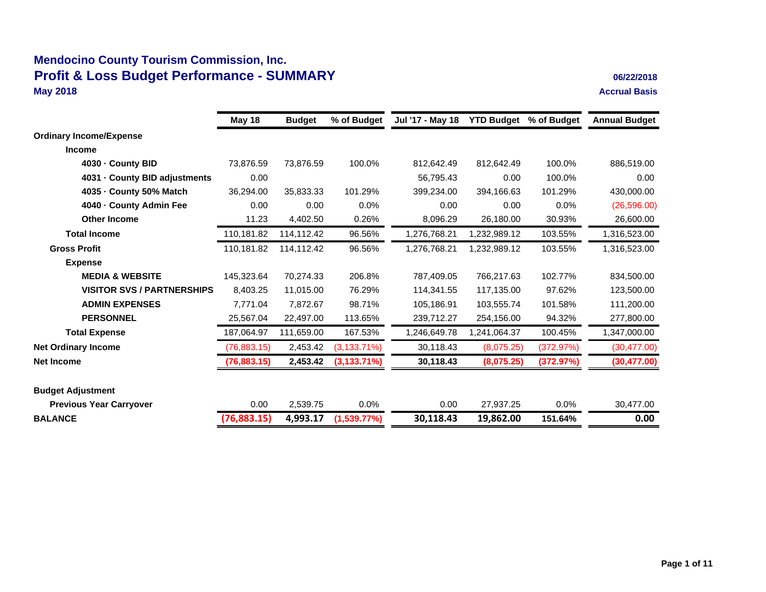# Mendocino County Tourism Commission, Inc.

## Profit & Loss Budget Performance - SUMMARY

**May 2018**

**06/22/2018**

**Accrual Basis**

| | May 18 | Budget | % of Budget | Jul '17 - May 18 | YTD Budget | % of Budget | Annual Budget |
|---|---|---|---|---|---|---|---|
| **Ordinary Income/Expense** | | | | | | | |
| **Income** | | | | | | | |
| **4030 · County BID** | 73,876.59 | 73,876.59 | 100.0% | 812,642.49 | 812,642.49 | 100.0% | 886,519.00 |
| **4031 · County BID adjustments** | 0.00 | | | 56,795.43 | 0.00 | 100.0% | 0.00 |
| **4035 · County 50% Match** | 36,294.00 | 35,833.33 | 101.29% | 399,234.00 | 394,166.63 | 101.29% | 430,000.00 |
| **4040 · County Admin Fee** | 0.00 | 0.00 | 0.0% | 0.00 | 0.00 | 0.0% | (26,596.00) |
| **Other Income** | 11.23 | 4,402.50 | 0.26% | 8,096.29 | 26,180.00 | 30.93% | 26,600.00 |
| **Total Income** | 110,181.82 | 114,112.42 | 96.56% | 1,276,768.21 | 1,232,989.12 | 103.55% | 1,316,523.00 |
| **Gross Profit** | 110,181.82 | 114,112.42 | 96.56% | 1,276,768.21 | 1,232,989.12 | 103.55% | 1,316,523.00 |
| **Expense** | | | | | | | |
| **MEDIA & WEBSITE** | 145,323.64 | 70,274.33 | 206.8% | 787,409.05 | 766,217.63 | 102.77% | 834,500.00 |
| **VISITOR SVS / PARTNERSHIPS** | 8,403.25 | 11,015.00 | 76.29% | 114,341.55 | 117,135.00 | 97.62% | 123,500.00 |
| **ADMIN EXPENSES** | 7,771.04 | 7,872.67 | 98.71% | 105,186.91 | 103,555.74 | 101.58% | 111,200.00 |
| **PERSONNEL** | 25,567.04 | 22,497.00 | 113.65% | 239,712.27 | 254,156.00 | 94.32% | 277,800.00 |
| **Total Expense** | 187,064.97 | 111,659.00 | 167.53% | 1,246,649.78 | 1,241,064.37 | 100.45% | 1,347,000.00 |
| **Net Ordinary Income** | (76,883.15) | 2,453.42 | (3,133.71%) | 30,118.43 | (8,075.25) | (372.97%) | (30,477.00) |
| **Net Income** | **(76,883.15)** | **2,453.42** | **(3,133.71%)** | **30,118.43** | **(8,075.25)** | **(372.97%)** | **(30,477.00)** |
| | | | | | | | |
| **Budget Adjustment** | | | | | | | |
| **Previous Year Carryover** | 0.00 | 2,539.75 | 0.0% | 0.00 | 27,937.25 | 0.0% | 30,477.00 |
| **BALANCE** | **(76,883.15)** | **4,993.17** | **(1,539.77%)** | **30,118.43** | **19,862.00** | **151.64%** | **0.00** |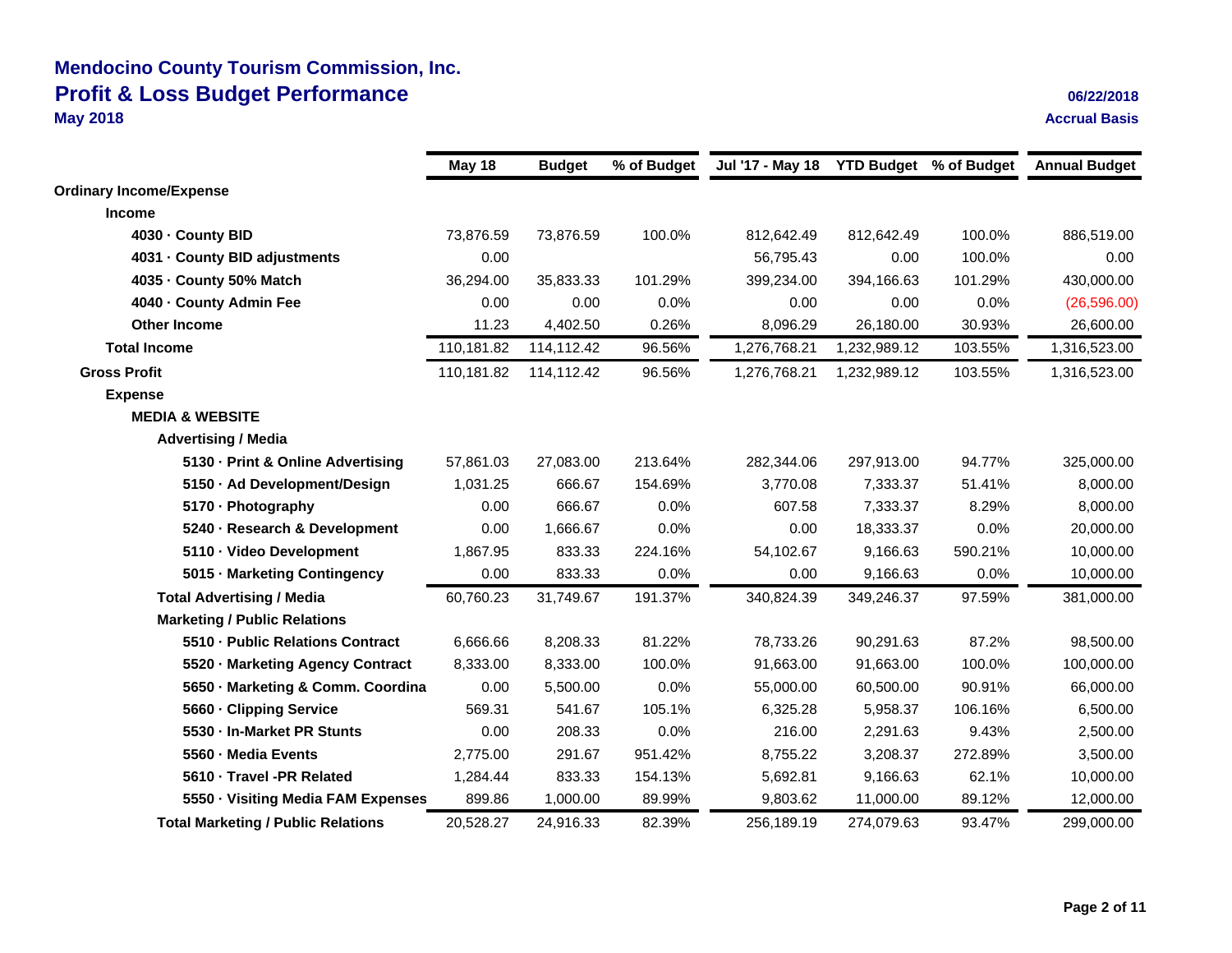# Mendocino County Tourism Commission, Inc.

## Profit & Loss Budget Performance

**May 2018**

**06/22/2018**

**Accrual Basis**

| | May 18 | Budget | % of Budget | Jul '17 - May 18 | YTD Budget | % of Budget | Annual Budget |
|---|---|---|---|---|---|---|---|
| **Ordinary Income/Expense** | | | | | | | |
| **Income** | | | | | | | |
| **4030 · County BID** | 73,876.59 | 73,876.59 | 100.0% | 812,642.49 | 812,642.49 | 100.0% | 886,519.00 |
| **4031 · County BID adjustments** | 0.00 | | | 56,795.43 | 0.00 | 100.0% | 0.00 |
| **4035 · County 50% Match** | 36,294.00 | 35,833.33 | 101.29% | 399,234.00 | 394,166.63 | 101.29% | 430,000.00 |
| **4040 · County Admin Fee** | 0.00 | 0.00 | 0.0% | 0.00 | 0.00 | 0.0% | (26,596.00) |
| **Other Income** | 11.23 | 4,402.50 | 0.26% | 8,096.29 | 26,180.00 | 30.93% | 26,600.00 |
| **Total Income** | 110,181.82 | 114,112.42 | 96.56% | 1,276,768.21 | 1,232,989.12 | 103.55% | 1,316,523.00 |
| **Gross Profit** | 110,181.82 | 114,112.42 | 96.56% | 1,276,768.21 | 1,232,989.12 | 103.55% | 1,316,523.00 |
| **Expense** | | | | | | | |
| **MEDIA & WEBSITE** | | | | | | | |
| **Advertising / Media** | | | | | | | |
| **5130 · Print & Online Advertising** | 57,861.03 | 27,083.00 | 213.64% | 282,344.06 | 297,913.00 | 94.77% | 325,000.00 |
| **5150 · Ad Development/Design** | 1,031.25 | 666.67 | 154.69% | 3,770.08 | 7,333.37 | 51.41% | 8,000.00 |
| **5170 · Photography** | 0.00 | 666.67 | 0.0% | 607.58 | 7,333.37 | 8.29% | 8,000.00 |
| **5240 · Research & Development** | 0.00 | 1,666.67 | 0.0% | 0.00 | 18,333.37 | 0.0% | 20,000.00 |
| **5110 · Video Development** | 1,867.95 | 833.33 | 224.16% | 54,102.67 | 9,166.63 | 590.21% | 10,000.00 |
| **5015 · Marketing Contingency** | 0.00 | 833.33 | 0.0% | 0.00 | 9,166.63 | 0.0% | 10,000.00 |
| **Total Advertising / Media** | 60,760.23 | 31,749.67 | 191.37% | 340,824.39 | 349,246.37 | 97.59% | 381,000.00 |
| **Marketing / Public Relations** | | | | | | | |
| **5510 · Public Relations Contract** | 6,666.66 | 8,208.33 | 81.22% | 78,733.26 | 90,291.63 | 87.2% | 98,500.00 |
| **5520 · Marketing Agency Contract** | 8,333.00 | 8,333.00 | 100.0% | 91,663.00 | 91,663.00 | 100.0% | 100,000.00 |
| **5650 · Marketing & Comm. Coordina** | 0.00 | 5,500.00 | 0.0% | 55,000.00 | 60,500.00 | 90.91% | 66,000.00 |
| **5660 · Clipping Service** | 569.31 | 541.67 | 105.1% | 6,325.28 | 5,958.37 | 106.16% | 6,500.00 |
| **5530 · In-Market PR Stunts** | 0.00 | 208.33 | 0.0% | 216.00 | 2,291.63 | 9.43% | 2,500.00 |
| **5560 · Media Events** | 2,775.00 | 291.67 | 951.42% | 8,755.22 | 3,208.37 | 272.89% | 3,500.00 |
| **5610 · Travel -PR Related** | 1,284.44 | 833.33 | 154.13% | 5,692.81 | 9,166.63 | 62.1% | 10,000.00 |
| **5550 · Visiting Media FAM Expenses** | 899.86 | 1,000.00 | 89.99% | 9,803.62 | 11,000.00 | 89.12% | 12,000.00 |
| **Total Marketing / Public Relations** | 20,528.27 | 24,916.33 | 82.39% | 256,189.19 | 274,079.63 | 93.47% | 299,000.00 |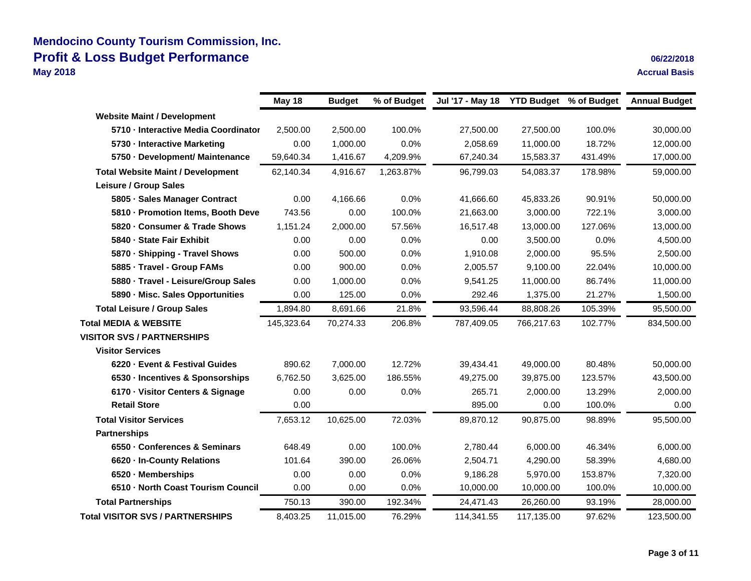# Mendocino County Tourism Commission, Inc.

## Profit & Loss Budget Performance

**May 2018**

06/22/2018

Accrual Basis

| | May 18 | Budget | % of Budget | Jul '17 - May 18 | YTD Budget | % of Budget | Annual Budget |
|---|---|---|---|---|---|---|---|
| **Website Maint / Development** | | | | | | | |
| **5710 · Interactive Media Coordinator** | 2,500.00 | 2,500.00 | 100.0% | 27,500.00 | 27,500.00 | 100.0% | 30,000.00 |
| **5730 · Interactive Marketing** | 0.00 | 1,000.00 | 0.0% | 2,058.69 | 11,000.00 | 18.72% | 12,000.00 |
| **5750 · Development/ Maintenance** | 59,640.34 | 1,416.67 | 4,209.9% | 67,240.34 | 15,583.37 | 431.49% | 17,000.00 |
| **Total Website Maint / Development** | 62,140.34 | 4,916.67 | 1,263.87% | 96,799.03 | 54,083.37 | 178.98% | 59,000.00 |
| **Leisure / Group Sales** | | | | | | | |
| **5805 · Sales Manager Contract** | 0.00 | 4,166.66 | 0.0% | 41,666.60 | 45,833.26 | 90.91% | 50,000.00 |
| **5810 · Promotion Items, Booth Deve** | 743.56 | 0.00 | 100.0% | 21,663.00 | 3,000.00 | 722.1% | 3,000.00 |
| **5820 · Consumer & Trade Shows** | 1,151.24 | 2,000.00 | 57.56% | 16,517.48 | 13,000.00 | 127.06% | 13,000.00 |
| **5840 · State Fair Exhibit** | 0.00 | 0.00 | 0.0% | 0.00 | 3,500.00 | 0.0% | 4,500.00 |
| **5870 · Shipping - Travel Shows** | 0.00 | 500.00 | 0.0% | 1,910.08 | 2,000.00 | 95.5% | 2,500.00 |
| **5885 · Travel - Group FAMs** | 0.00 | 900.00 | 0.0% | 2,005.57 | 9,100.00 | 22.04% | 10,000.00 |
| **5880 · Travel - Leisure/Group Sales** | 0.00 | 1,000.00 | 0.0% | 9,541.25 | 11,000.00 | 86.74% | 11,000.00 |
| **5890 · Misc. Sales Opportunities** | 0.00 | 125.00 | 0.0% | 292.46 | 1,375.00 | 21.27% | 1,500.00 |
| **Total Leisure / Group Sales** | 1,894.80 | 8,691.66 | 21.8% | 93,596.44 | 88,808.26 | 105.39% | 95,500.00 |
| **Total MEDIA & WEBSITE** | 145,323.64 | 70,274.33 | 206.8% | 787,409.05 | 766,217.63 | 102.77% | 834,500.00 |
| **VISITOR SVS / PARTNERSHIPS** | | | | | | | |
| **Visitor Services** | | | | | | | |
| **6220 · Event & Festival Guides** | 890.62 | 7,000.00 | 12.72% | 39,434.41 | 49,000.00 | 80.48% | 50,000.00 |
| **6530 · Incentives & Sponsorships** | 6,762.50 | 3,625.00 | 186.55% | 49,275.00 | 39,875.00 | 123.57% | 43,500.00 |
| **6170 · Visitor Centers & Signage** | 0.00 | 0.00 | 0.0% | 265.71 | 2,000.00 | 13.29% | 2,000.00 |
| **Retail Store** | 0.00 | | | 895.00 | 0.00 | 100.0% | 0.00 |
| **Total Visitor Services** | 7,653.12 | 10,625.00 | 72.03% | 89,870.12 | 90,875.00 | 98.89% | 95,500.00 |
| **Partnerships** | | | | | | | |
| **6550 · Conferences & Seminars** | 648.49 | 0.00 | 100.0% | 2,780.44 | 6,000.00 | 46.34% | 6,000.00 |
| **6620 · In-County Relations** | 101.64 | 390.00 | 26.06% | 2,504.71 | 4,290.00 | 58.39% | 4,680.00 |
| **6520 · Memberships** | 0.00 | 0.00 | 0.0% | 9,186.28 | 5,970.00 | 153.87% | 7,320.00 |
| **6510 · North Coast Tourism Council** | 0.00 | 0.00 | 0.0% | 10,000.00 | 10,000.00 | 100.0% | 10,000.00 |
| **Total Partnerships** | 750.13 | 390.00 | 192.34% | 24,471.43 | 26,260.00 | 93.19% | 28,000.00 |
| **Total VISITOR SVS / PARTNERSHIPS** | 8,403.25 | 11,015.00 | 76.29% | 114,341.55 | 117,135.00 | 97.62% | 123,500.00 |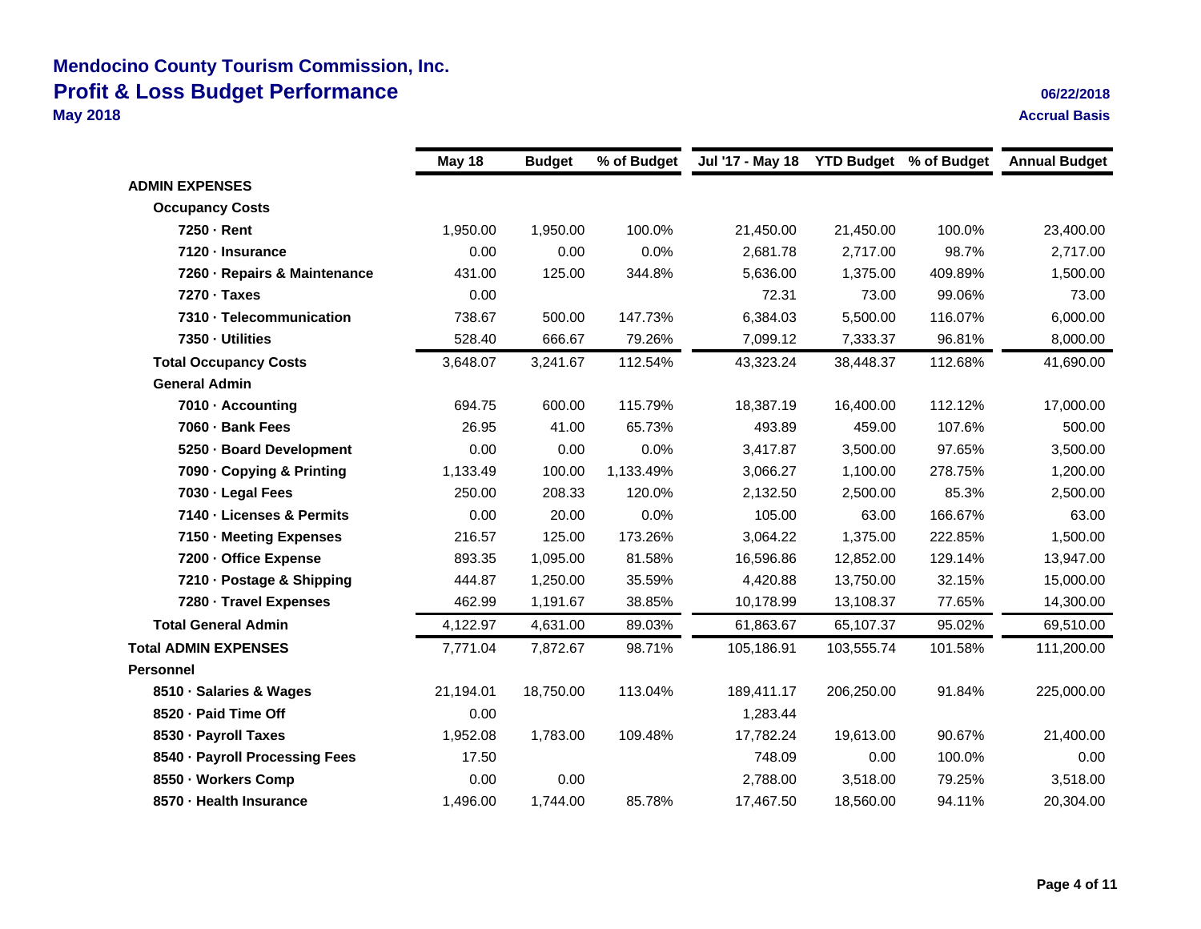# Mendocino County Tourism Commission, Inc.

## Profit & Loss Budget Performance

**May 2018**

**06/22/2018**

**Accrual Basis**

| | May 18 | Budget | % of Budget | Jul '17 - May 18 | YTD Budget | % of Budget | Annual Budget |
|---|---|---|---|---|---|---|---|
| **ADMIN EXPENSES** | | | | | | | |
| **Occupancy Costs** | | | | | | | |
| **7250 · Rent** | 1,950.00 | 1,950.00 | 100.0% | 21,450.00 | 21,450.00 | 100.0% | 23,400.00 |
| **7120 · Insurance** | 0.00 | 0.00 | 0.0% | 2,681.78 | 2,717.00 | 98.7% | 2,717.00 |
| **7260 · Repairs & Maintenance** | 431.00 | 125.00 | 344.8% | 5,636.00 | 1,375.00 | 409.89% | 1,500.00 |
| **7270 · Taxes** | 0.00 | | | 72.31 | 73.00 | 99.06% | 73.00 |
| **7310 · Telecommunication** | 738.67 | 500.00 | 147.73% | 6,384.03 | 5,500.00 | 116.07% | 6,000.00 |
| **7350 · Utilities** | 528.40 | 666.67 | 79.26% | 7,099.12 | 7,333.37 | 96.81% | 8,000.00 |
| **Total Occupancy Costs** | 3,648.07 | 3,241.67 | 112.54% | 43,323.24 | 38,448.37 | 112.68% | 41,690.00 |
| **General Admin** | | | | | | | |
| **7010 · Accounting** | 694.75 | 600.00 | 115.79% | 18,387.19 | 16,400.00 | 112.12% | 17,000.00 |
| **7060 · Bank Fees** | 26.95 | 41.00 | 65.73% | 493.89 | 459.00 | 107.6% | 500.00 |
| **5250 · Board Development** | 0.00 | 0.00 | 0.0% | 3,417.87 | 3,500.00 | 97.65% | 3,500.00 |
| **7090 · Copying & Printing** | 1,133.49 | 100.00 | 1,133.49% | 3,066.27 | 1,100.00 | 278.75% | 1,200.00 |
| **7030 · Legal Fees** | 250.00 | 208.33 | 120.0% | 2,132.50 | 2,500.00 | 85.3% | 2,500.00 |
| **7140 · Licenses & Permits** | 0.00 | 20.00 | 0.0% | 105.00 | 63.00 | 166.67% | 63.00 |
| **7150 · Meeting Expenses** | 216.57 | 125.00 | 173.26% | 3,064.22 | 1,375.00 | 222.85% | 1,500.00 |
| **7200 · Office Expense** | 893.35 | 1,095.00 | 81.58% | 16,596.86 | 12,852.00 | 129.14% | 13,947.00 |
| **7210 · Postage & Shipping** | 444.87 | 1,250.00 | 35.59% | 4,420.88 | 13,750.00 | 32.15% | 15,000.00 |
| **7280 · Travel Expenses** | 462.99 | 1,191.67 | 38.85% | 10,178.99 | 13,108.37 | 77.65% | 14,300.00 |
| **Total General Admin** | 4,122.97 | 4,631.00 | 89.03% | 61,863.67 | 65,107.37 | 95.02% | 69,510.00 |
| **Total ADMIN EXPENSES** | 7,771.04 | 7,872.67 | 98.71% | 105,186.91 | 103,555.74 | 101.58% | 111,200.00 |
| **Personnel** | | | | | | | |
| **8510 · Salaries & Wages** | 21,194.01 | 18,750.00 | 113.04% | 189,411.17 | 206,250.00 | 91.84% | 225,000.00 |
| **8520 · Paid Time Off** | 0.00 | | | 1,283.44 | | | |
| **8530 · Payroll Taxes** | 1,952.08 | 1,783.00 | 109.48% | 17,782.24 | 19,613.00 | 90.67% | 21,400.00 |
| **8540 · Payroll Processing Fees** | 17.50 | | | 748.09 | 0.00 | 100.0% | 0.00 |
| **8550 · Workers Comp** | 0.00 | 0.00 | | 2,788.00 | 3,518.00 | 79.25% | 3,518.00 |
| **8570 · Health Insurance** | 1,496.00 | 1,744.00 | 85.78% | 17,467.50 | 18,560.00 | 94.11% | 20,304.00 |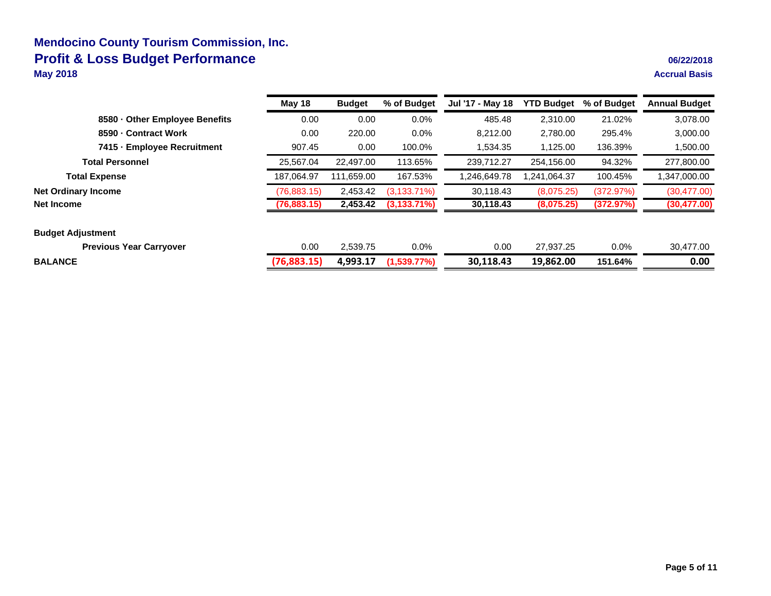# Mendocino County Tourism Commission, Inc.

## Profit & Loss Budget Performance

**May 2018**

06/22/2018

Accrual Basis

| | May 18 | Budget | % of Budget | Jul '17 - May 18 | YTD Budget | % of Budget | Annual Budget |
|---|---|---|---|---|---|---|---|
| 8580 · Other Employee Benefits | 0.00 | 0.00 | 0.0% | 485.48 | 2,310.00 | 21.02% | 3,078.00 |
| 8590 · Contract Work | 0.00 | 220.00 | 0.0% | 8,212.00 | 2,780.00 | 295.4% | 3,000.00 |
| 7415 · Employee Recruitment | 907.45 | 0.00 | 100.0% | 1,534.35 | 1,125.00 | 136.39% | 1,500.00 |
| **Total Personnel** | 25,567.04 | 22,497.00 | 113.65% | 239,712.27 | 254,156.00 | 94.32% | 277,800.00 |
| **Total Expense** | 187,064.97 | 111,659.00 | 167.53% | 1,246,649.78 | 1,241,064.37 | 100.45% | 1,347,000.00 |
| **Net Ordinary Income** | (76,883.15) | 2,453.42 | (3,133.71%) | 30,118.43 | (8,075.25) | (372.97%) | (30,477.00) |
| **Net Income** | **(76,883.15)** | **2,453.42** | **(3,133.71%)** | **30,118.43** | **(8,075.25)** | **(372.97%)** | **(30,477.00)** |
| **Budget Adjustment** | | | | | | | |
| **Previous Year Carryover** | 0.00 | 2,539.75 | 0.0% | 0.00 | 27,937.25 | 0.0% | 30,477.00 |
| **BALANCE** | **(76,883.15)** | **4,993.17** | **(1,539.77%)** | **30,118.43** | **19,862.00** | **151.64%** | **0.00** |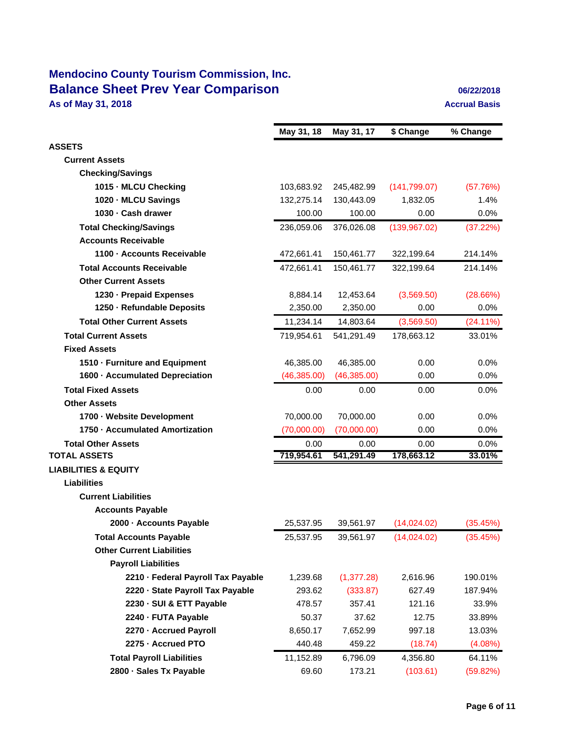# Mendocino County Tourism Commission, Inc.

## Balance Sheet Prev Year Comparison

**As of May 31, 2018**

06/22/2018

Accrual Basis

| | May 31, 18 | May 31, 17 | $ Change | % Change |
|---|---|---|---|---|
| **ASSETS** | | | | |
| **Current Assets** | | | | |
| **Checking/Savings** | | | | |
| **1015 · MLCU Checking** | 103,683.92 | 245,482.99 | (141,799.07) | (57.76%) |
| **1020 · MLCU Savings** | 132,275.14 | 130,443.09 | 1,832.05 | 1.4% |
| **1030 · Cash drawer** | 100.00 | 100.00 | 0.00 | 0.0% |
| **Total Checking/Savings** | 236,059.06 | 376,026.08 | (139,967.02) | (37.22%) |
| **Accounts Receivable** | | | | |
| **1100 · Accounts Receivable** | 472,661.41 | 150,461.77 | 322,199.64 | 214.14% |
| **Total Accounts Receivable** | 472,661.41 | 150,461.77 | 322,199.64 | 214.14% |
| **Other Current Assets** | | | | |
| **1230 · Prepaid Expenses** | 8,884.14 | 12,453.64 | (3,569.50) | (28.66%) |
| **1250 · Refundable Deposits** | 2,350.00 | 2,350.00 | 0.00 | 0.0% |
| **Total Other Current Assets** | 11,234.14 | 14,803.64 | (3,569.50) | (24.11%) |
| **Total Current Assets** | 719,954.61 | 541,291.49 | 178,663.12 | 33.01% |
| **Fixed Assets** | | | | |
| **1510 · Furniture and Equipment** | 46,385.00 | 46,385.00 | 0.00 | 0.0% |
| **1600 · Accumulated Depreciation** | (46,385.00) | (46,385.00) | 0.00 | 0.0% |
| **Total Fixed Assets** | 0.00 | 0.00 | 0.00 | 0.0% |
| **Other Assets** | | | | |
| **1700 · Website Development** | 70,000.00 | 70,000.00 | 0.00 | 0.0% |
| **1750 · Accumulated Amortization** | (70,000.00) | (70,000.00) | 0.00 | 0.0% |
| **Total Other Assets** | 0.00 | 0.00 | 0.00 | 0.0% |
| **TOTAL ASSETS** | 719,954.61 | 541,291.49 | 178,663.12 | 33.01% |
| **LIABILITIES & EQUITY** | | | | |
| **Liabilities** | | | | |
| **Current Liabilities** | | | | |
| **Accounts Payable** | | | | |
| **2000 · Accounts Payable** | 25,537.95 | 39,561.97 | (14,024.02) | (35.45%) |
| **Total Accounts Payable** | 25,537.95 | 39,561.97 | (14,024.02) | (35.45%) |
| **Other Current Liabilities** | | | | |
| **Payroll Liabilities** | | | | |
| **2210 · Federal Payroll Tax Payable** | 1,239.68 | (1,377.28) | 2,616.96 | 190.01% |
| **2220 · State Payroll Tax Payable** | 293.62 | (333.87) | 627.49 | 187.94% |
| **2230 · SUI & ETT Payable** | 478.57 | 357.41 | 121.16 | 33.9% |
| **2240 · FUTA Payable** | 50.37 | 37.62 | 12.75 | 33.89% |
| **2270 · Accrued Payroll** | 8,650.17 | 7,652.99 | 997.18 | 13.03% |
| **2275 · Accrued PTO** | 440.48 | 459.22 | (18.74) | (4.08%) |
| **Total Payroll Liabilities** | 11,152.89 | 6,796.09 | 4,356.80 | 64.11% |
| **2800 · Sales Tx Payable** | 69.60 | 173.21 | (103.61) | (59.82%) |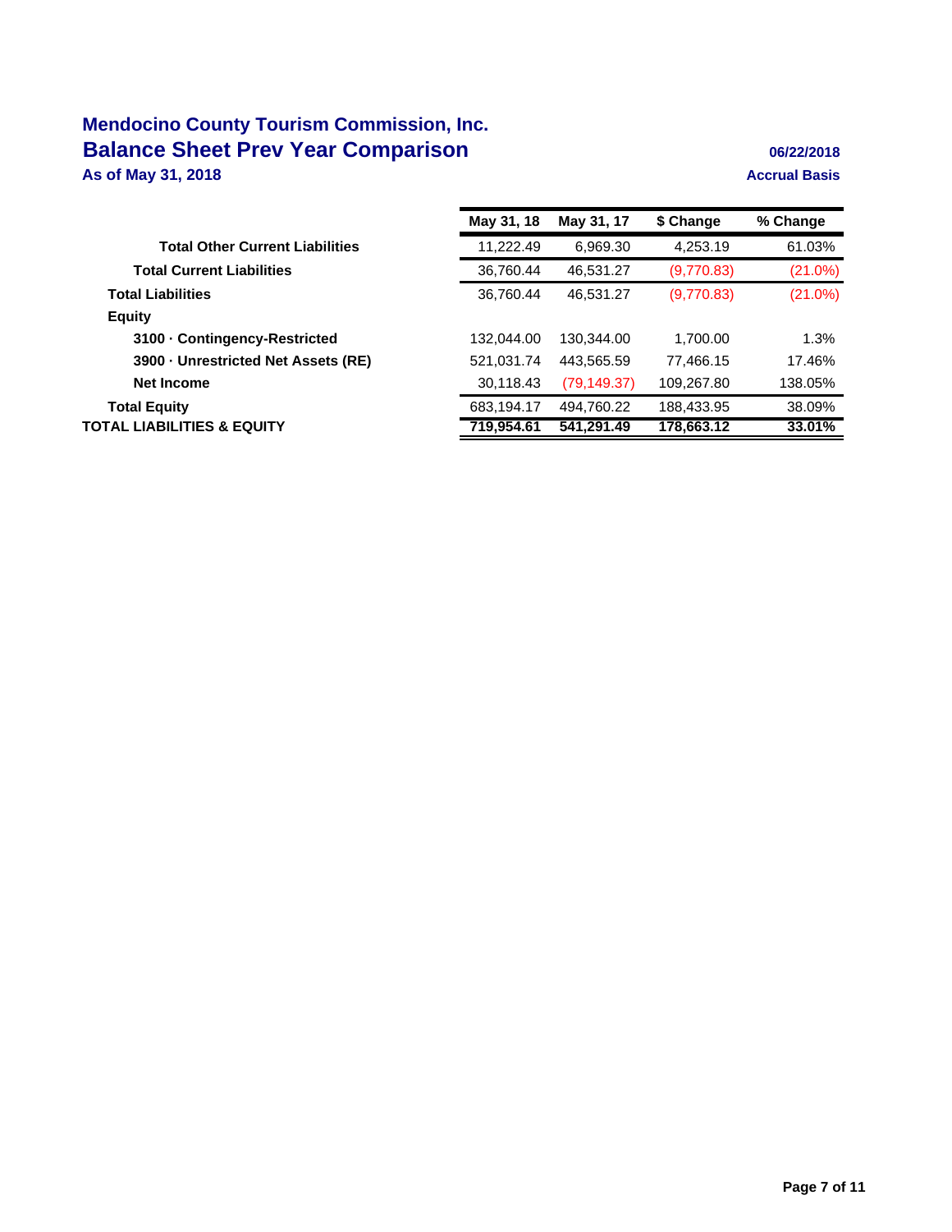# Mendocino County Tourism Commission, Inc.

## Balance Sheet Prev Year Comparison

**As of May 31, 2018**

**06/22/2018**

**Accrual Basis**

| | May 31, 18 | May 31, 17 | $ Change | % Change |
|---|---|---|---|---|
| **Total Other Current Liabilities** | 11,222.49 | 6,969.30 | 4,253.19 | 61.03% |
| **Total Current Liabilities** | 36,760.44 | 46,531.27 | (9,770.83) | (21.0%) |
| **Total Liabilities** | 36,760.44 | 46,531.27 | (9,770.83) | (21.0%) |
| **Equity** | | | | |
| **3100 · Contingency-Restricted** | 132,044.00 | 130,344.00 | 1,700.00 | 1.3% |
| **3900 · Unrestricted Net Assets (RE)** | 521,031.74 | 443,565.59 | 77,466.15 | 17.46% |
| **Net Income** | 30,118.43 | (79,149.37) | 109,267.80 | 138.05% |
| **Total Equity** | 683,194.17 | 494,760.22 | 188,433.95 | 38.09% |
| **TOTAL LIABILITIES & EQUITY** | **719,954.61** | **541,291.49** | **178,663.12** | **33.01%** |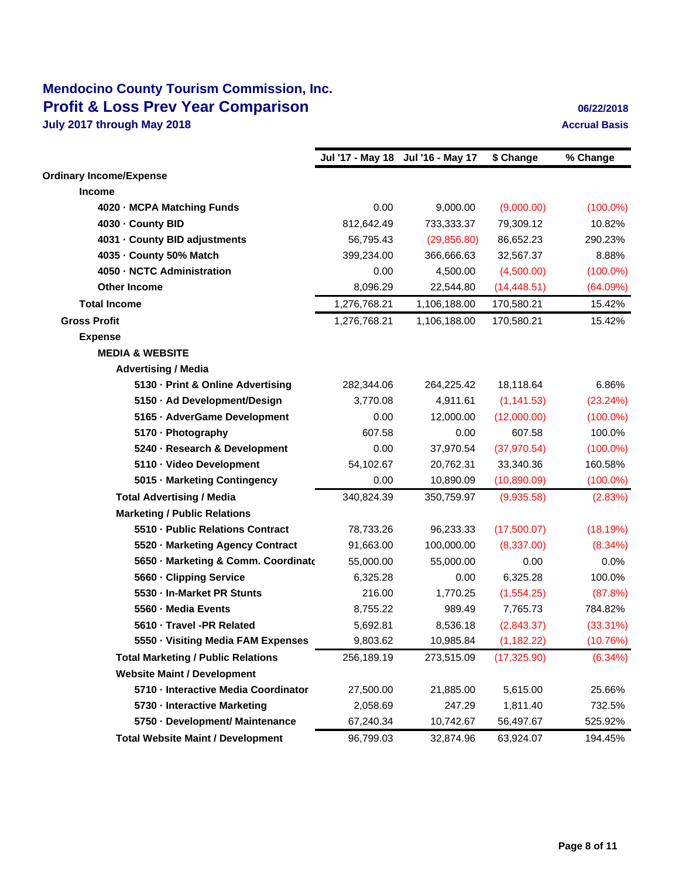# Mendocino County Tourism Commission, Inc.
## Profit & Loss Prev Year Comparison
**July 2017 through May 2018**

**06/22/2018**
**Accrual Basis**

| | Jul '17 - May 18 | Jul '16 - May 17 | $ Change | % Change |
|---|---|---|---|---|
| **Ordinary Income/Expense** | | | | |
| **Income** | | | | |
| **4020 · MCPA Matching Funds** | 0.00 | 9,000.00 | (9,000.00) | (100.0%) |
| **4030 · County BID** | 812,642.49 | 733,333.37 | 79,309.12 | 10.82% |
| **4031 · County BID adjustments** | 56,795.43 | (29,856.80) | 86,652.23 | 290.23% |
| **4035 · County 50% Match** | 399,234.00 | 366,666.63 | 32,567.37 | 8.88% |
| **4050 · NCTC Administration** | 0.00 | 4,500.00 | (4,500.00) | (100.0%) |
| **Other Income** | 8,096.29 | 22,544.80 | (14,448.51) | (64.09%) |
| **Total Income** | 1,276,768.21 | 1,106,188.00 | 170,580.21 | 15.42% |
| **Gross Profit** | 1,276,768.21 | 1,106,188.00 | 170,580.21 | 15.42% |
| **Expense** | | | | |
| **MEDIA & WEBSITE** | | | | |
| **Advertising / Media** | | | | |
| **5130 · Print & Online Advertising** | 282,344.06 | 264,225.42 | 18,118.64 | 6.86% |
| **5150 · Ad Development/Design** | 3,770.08 | 4,911.61 | (1,141.53) | (23.24%) |
| **5165 · AdverGame Development** | 0.00 | 12,000.00 | (12,000.00) | (100.0%) |
| **5170 · Photography** | 607.58 | 0.00 | 607.58 | 100.0% |
| **5240 · Research & Development** | 0.00 | 37,970.54 | (37,970.54) | (100.0%) |
| **5110 · Video Development** | 54,102.67 | 20,762.31 | 33,340.36 | 160.58% |
| **5015 · Marketing Contingency** | 0.00 | 10,890.09 | (10,890.09) | (100.0%) |
| **Total Advertising / Media** | 340,824.39 | 350,759.97 | (9,935.58) | (2.83%) |
| **Marketing / Public Relations** | | | | |
| **5510 · Public Relations Contract** | 78,733.26 | 96,233.33 | (17,500.07) | (18.19%) |
| **5520 · Marketing Agency Contract** | 91,663.00 | 100,000.00 | (8,337.00) | (8.34%) |
| **5650 · Marketing & Comm. Coordinatc** | 55,000.00 | 55,000.00 | 0.00 | 0.0% |
| **5660 · Clipping Service** | 6,325.28 | 0.00 | 6,325.28 | 100.0% |
| **5530 · In-Market PR Stunts** | 216.00 | 1,770.25 | (1,554.25) | (87.8%) |
| **5560 · Media Events** | 8,755.22 | 989.49 | 7,765.73 | 784.82% |
| **5610 · Travel -PR Related** | 5,692.81 | 8,536.18 | (2,843.37) | (33.31%) |
| **5550 · Visiting Media FAM Expenses** | 9,803.62 | 10,985.84 | (1,182.22) | (10.76%) |
| **Total Marketing / Public Relations** | 256,189.19 | 273,515.09 | (17,325.90) | (6.34%) |
| **Website Maint / Development** | | | | |
| **5710 · Interactive Media Coordinator** | 27,500.00 | 21,885.00 | 5,615.00 | 25.66% |
| **5730 · Interactive Marketing** | 2,058.69 | 247.29 | 1,811.40 | 732.5% |
| **5750 · Development/ Maintenance** | 67,240.34 | 10,742.67 | 56,497.67 | 525.92% |
| **Total Website Maint / Development** | 96,799.03 | 32,874.96 | 63,924.07 | 194.45% |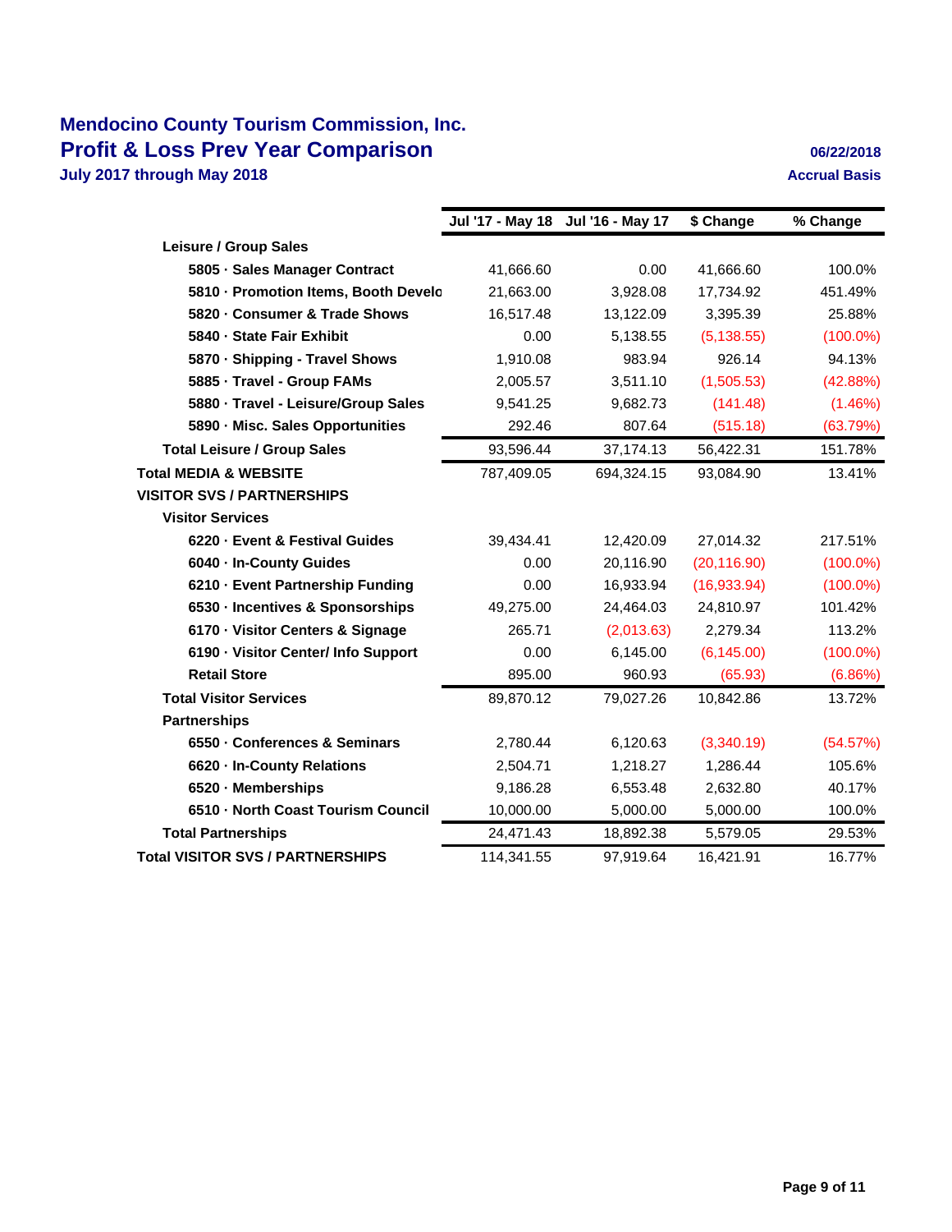# Mendocino County Tourism Commission, Inc.

## Profit & Loss Prev Year Comparison

**July 2017 through May 2018**

06/22/2018

Accrual Basis

| | Jul '17 - May 18 | Jul '16 - May 17 | $ Change | % Change |
|---|---|---|---|---|
| **Leisure / Group Sales** | | | | |
| **5805 · Sales Manager Contract** | 41,666.60 | 0.00 | 41,666.60 | 100.0% |
| **5810 · Promotion Items, Booth Develo** | 21,663.00 | 3,928.08 | 17,734.92 | 451.49% |
| **5820 · Consumer & Trade Shows** | 16,517.48 | 13,122.09 | 3,395.39 | 25.88% |
| **5840 · State Fair Exhibit** | 0.00 | 5,138.55 | (5,138.55) | (100.0%) |
| **5870 · Shipping - Travel Shows** | 1,910.08 | 983.94 | 926.14 | 94.13% |
| **5885 · Travel - Group FAMs** | 2,005.57 | 3,511.10 | (1,505.53) | (42.88%) |
| **5880 · Travel - Leisure/Group Sales** | 9,541.25 | 9,682.73 | (141.48) | (1.46%) |
| **5890 · Misc. Sales Opportunities** | 292.46 | 807.64 | (515.18) | (63.79%) |
| **Total Leisure / Group Sales** | 93,596.44 | 37,174.13 | 56,422.31 | 151.78% |
| **Total MEDIA & WEBSITE** | 787,409.05 | 694,324.15 | 93,084.90 | 13.41% |
| **VISITOR SVS / PARTNERSHIPS** | | | | |
| **Visitor Services** | | | | |
| **6220 · Event & Festival Guides** | 39,434.41 | 12,420.09 | 27,014.32 | 217.51% |
| **6040 · In-County Guides** | 0.00 | 20,116.90 | (20,116.90) | (100.0%) |
| **6210 · Event Partnership Funding** | 0.00 | 16,933.94 | (16,933.94) | (100.0%) |
| **6530 · Incentives & Sponsorships** | 49,275.00 | 24,464.03 | 24,810.97 | 101.42% |
| **6170 · Visitor Centers & Signage** | 265.71 | (2,013.63) | 2,279.34 | 113.2% |
| **6190 · Visitor Center/ Info Support** | 0.00 | 6,145.00 | (6,145.00) | (100.0%) |
| **Retail Store** | 895.00 | 960.93 | (65.93) | (6.86%) |
| **Total Visitor Services** | 89,870.12 | 79,027.26 | 10,842.86 | 13.72% |
| **Partnerships** | | | | |
| **6550 · Conferences & Seminars** | 2,780.44 | 6,120.63 | (3,340.19) | (54.57%) |
| **6620 · In-County Relations** | 2,504.71 | 1,218.27 | 1,286.44 | 105.6% |
| **6520 · Memberships** | 9,186.28 | 6,553.48 | 2,632.80 | 40.17% |
| **6510 · North Coast Tourism Council** | 10,000.00 | 5,000.00 | 5,000.00 | 100.0% |
| **Total Partnerships** | 24,471.43 | 18,892.38 | 5,579.05 | 29.53% |
| **Total VISITOR SVS / PARTNERSHIPS** | 114,341.55 | 97,919.64 | 16,421.91 | 16.77% |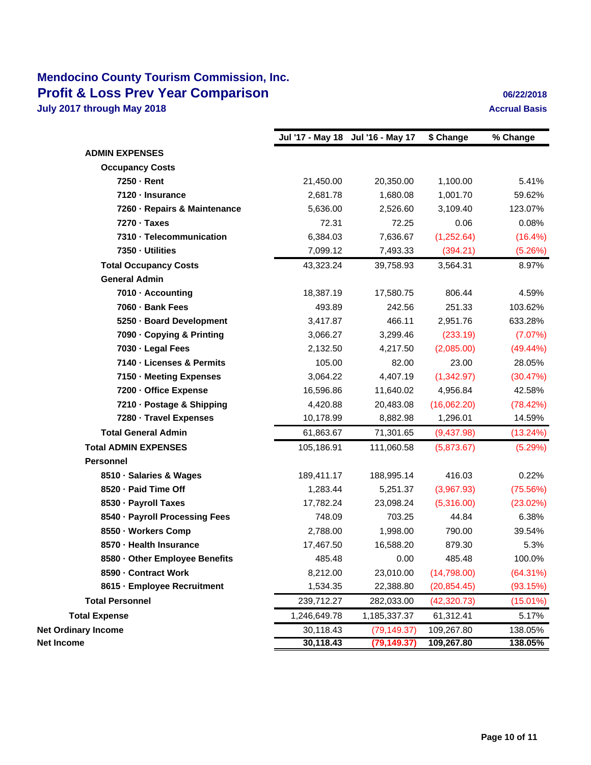# Mendocino County Tourism Commission, Inc.

## Profit & Loss Prev Year Comparison

**July 2017 through May 2018**

**06/22/2018**

**Accrual Basis**

| | Jul '17 - May 18 | Jul '16 - May 17 | $ Change | % Change |
|---|---|---|---|---|
| **ADMIN EXPENSES** | | | | |
| **Occupancy Costs** | | | | |
| **7250 · Rent** | 21,450.00 | 20,350.00 | 1,100.00 | 5.41% |
| **7120 · Insurance** | 2,681.78 | 1,680.08 | 1,001.70 | 59.62% |
| **7260 · Repairs & Maintenance** | 5,636.00 | 2,526.60 | 3,109.40 | 123.07% |
| **7270 · Taxes** | 72.31 | 72.25 | 0.06 | 0.08% |
| **7310 · Telecommunication** | 6,384.03 | 7,636.67 | (1,252.64) | (16.4%) |
| **7350 · Utilities** | 7,099.12 | 7,493.33 | (394.21) | (5.26%) |
| **Total Occupancy Costs** | 43,323.24 | 39,758.93 | 3,564.31 | 8.97% |
| **General Admin** | | | | |
| **7010 · Accounting** | 18,387.19 | 17,580.75 | 806.44 | 4.59% |
| **7060 · Bank Fees** | 493.89 | 242.56 | 251.33 | 103.62% |
| **5250 · Board Development** | 3,417.87 | 466.11 | 2,951.76 | 633.28% |
| **7090 · Copying & Printing** | 3,066.27 | 3,299.46 | (233.19) | (7.07%) |
| **7030 · Legal Fees** | 2,132.50 | 4,217.50 | (2,085.00) | (49.44%) |
| **7140 · Licenses & Permits** | 105.00 | 82.00 | 23.00 | 28.05% |
| **7150 · Meeting Expenses** | 3,064.22 | 4,407.19 | (1,342.97) | (30.47%) |
| **7200 · Office Expense** | 16,596.86 | 11,640.02 | 4,956.84 | 42.58% |
| **7210 · Postage & Shipping** | 4,420.88 | 20,483.08 | (16,062.20) | (78.42%) |
| **7280 · Travel Expenses** | 10,178.99 | 8,882.98 | 1,296.01 | 14.59% |
| **Total General Admin** | 61,863.67 | 71,301.65 | (9,437.98) | (13.24%) |
| **Total ADMIN EXPENSES** | 105,186.91 | 111,060.58 | (5,873.67) | (5.29%) |
| **Personnel** | | | | |
| **8510 · Salaries & Wages** | 189,411.17 | 188,995.14 | 416.03 | 0.22% |
| **8520 · Paid Time Off** | 1,283.44 | 5,251.37 | (3,967.93) | (75.56%) |
| **8530 · Payroll Taxes** | 17,782.24 | 23,098.24 | (5,316.00) | (23.02%) |
| **8540 · Payroll Processing Fees** | 748.09 | 703.25 | 44.84 | 6.38% |
| **8550 · Workers Comp** | 2,788.00 | 1,998.00 | 790.00 | 39.54% |
| **8570 · Health Insurance** | 17,467.50 | 16,588.20 | 879.30 | 5.3% |
| **8580 · Other Employee Benefits** | 485.48 | 0.00 | 485.48 | 100.0% |
| **8590 · Contract Work** | 8,212.00 | 23,010.00 | (14,798.00) | (64.31%) |
| **8615 · Employee Recruitment** | 1,534.35 | 22,388.80 | (20,854.45) | (93.15%) |
| **Total Personnel** | 239,712.27 | 282,033.00 | (42,320.73) | (15.01%) |
| **Total Expense** | 1,246,649.78 | 1,185,337.37 | 61,312.41 | 5.17% |
| **Net Ordinary Income** | 30,118.43 | (79,149.37) | 109,267.80 | 138.05% |
| **Net Income** | **30,118.43** | **(79,149.37)** | **109,267.80** | **138.05%** |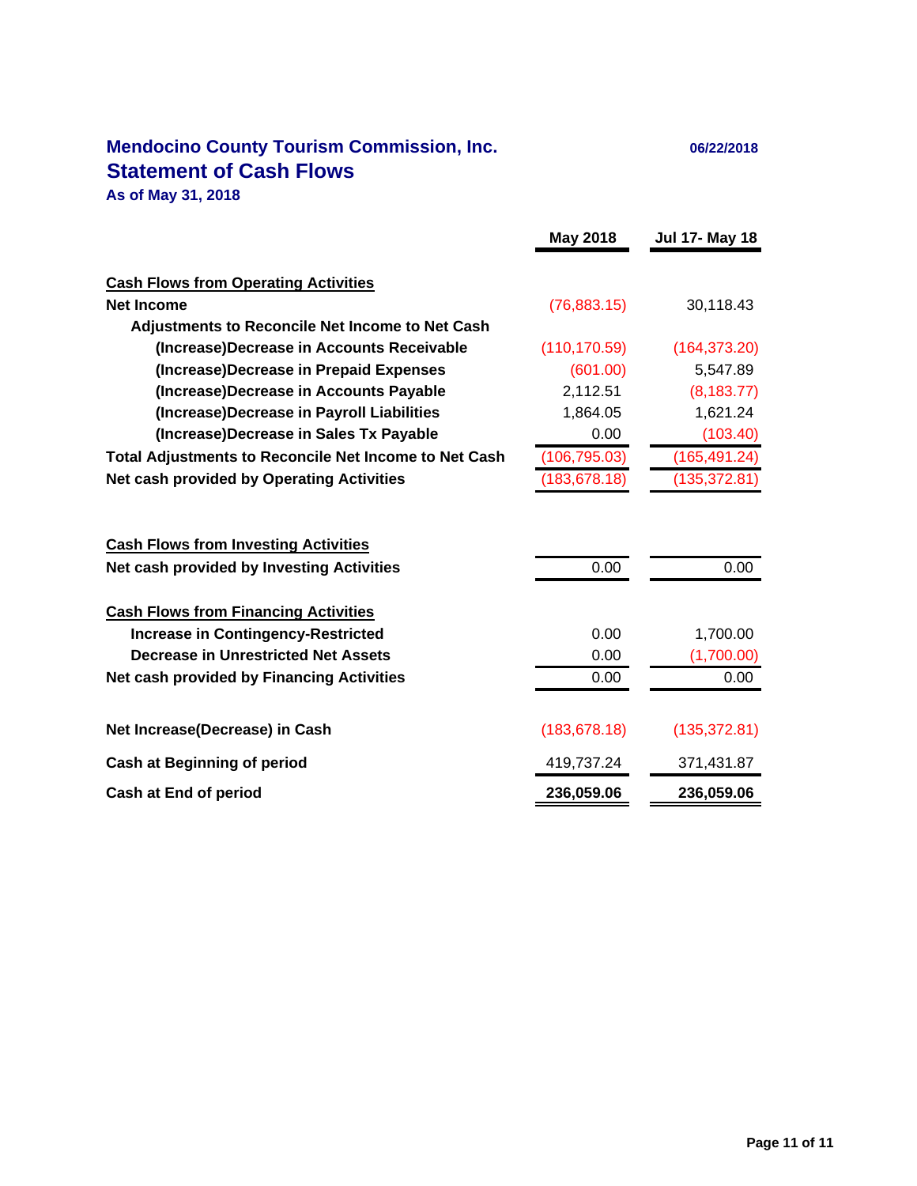# Mendocino County Tourism Commission, Inc.

06/22/2018

## Statement of Cash Flows

**As of May 31, 2018**

| | May 2018 | Jul 17- May 18 |
|---|---|---|
| **Cash Flows from Operating Activities** | | |
| **Net Income** | (76,883.15) | 30,118.43 |
| **Adjustments to Reconcile Net Income to Net Cash** | | |
| **(Increase)Decrease in Accounts Receivable** | (110,170.59) | (164,373.20) |
| **(Increase)Decrease in Prepaid Expenses** | (601.00) | 5,547.89 |
| **(Increase)Decrease in Accounts Payable** | 2,112.51 | (8,183.77) |
| **(Increase)Decrease in Payroll Liabilities** | 1,864.05 | 1,621.24 |
| **(Increase)Decrease in Sales Tx Payable** | 0.00 | (103.40) |
| **Total Adjustments to Reconcile Net Income to Net Cash** | (106,795.03) | (165,491.24) |
| **Net cash provided by Operating Activities** | (183,678.18) | (135,372.81) |
| **Cash Flows from Investing Activities** | | |
| **Net cash provided by Investing Activities** | 0.00 | 0.00 |
| **Cash Flows from Financing Activities** | | |
| **Increase in Contingency-Restricted** | 0.00 | 1,700.00 |
| **Decrease in Unrestricted Net Assets** | 0.00 | (1,700.00) |
| **Net cash provided by Financing Activities** | 0.00 | 0.00 |
| **Net Increase(Decrease) in Cash** | (183,678.18) | (135,372.81) |
| **Cash at Beginning of period** | 419,737.24 | 371,431.87 |
| **Cash at End of period** | **236,059.06** | **236,059.06** |